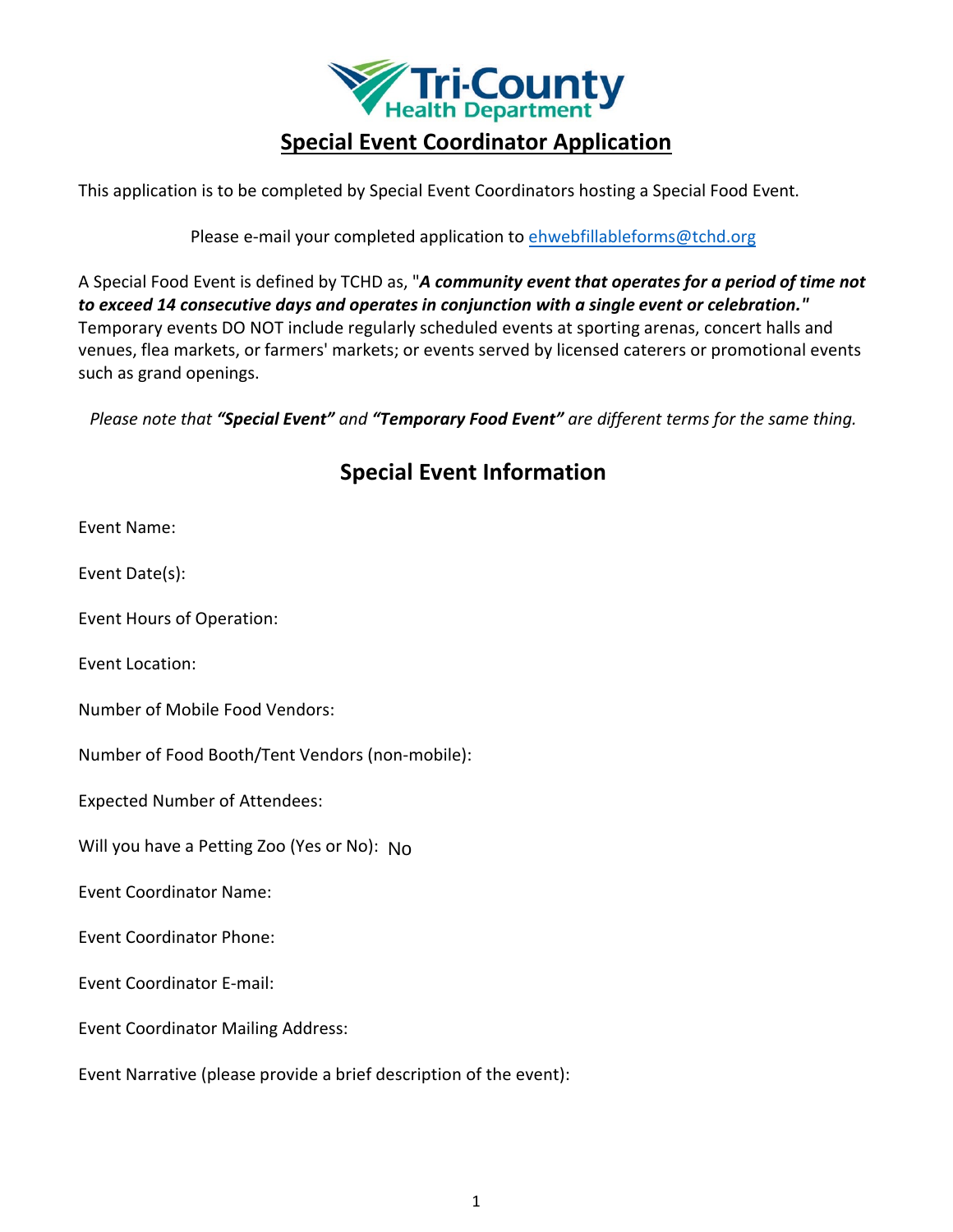# Special Event Coordinator Application

This application is to be completed by Special Event Coordinators hosting a Special Food Event.

Please e-mail your completed application to ehwebfillableforms@tchd.org

A Special Food Event is defined by TCHD as, "***A community event that operates for a period of time not to exceed 14 consecutive days and operates in conjunction with a single event or celebration.***" Temporary events DO NOT include regularly scheduled events at sporting arenas, concert halls and venues, flea markets, or farmers' markets; or events served by licensed caterers or promotional events such as grand openings.

*Please note that **"Special Event"** and **"Temporary Food Event"** are different terms for the same thing.*

## Special Event Information

Event Name:

Event Date(s):

Event Hours of Operation:

Event Location:

Number of Mobile Food Vendors:

Number of Food Booth/Tent Vendors (non-mobile):

Expected Number of Attendees:

Will you have a Petting Zoo (Yes or No): No

Event Coordinator Name:

Event Coordinator Phone:

Event Coordinator E-mail:

Event Coordinator Mailing Address:

Event Narrative (please provide a brief description of the event):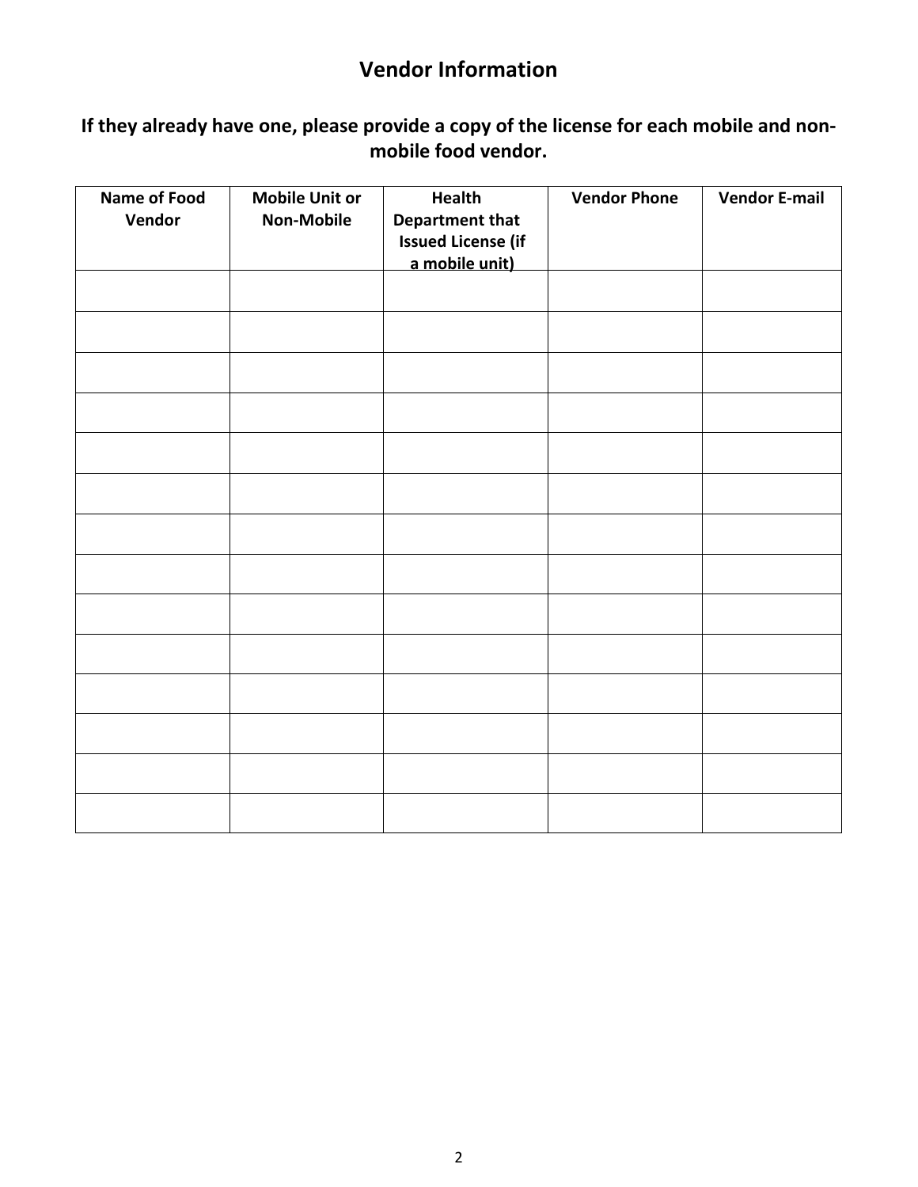# Vendor Information

## If they already have one, please provide a copy of the license for each mobile and non-mobile food vendor.

| Name of Food Vendor | Mobile Unit or Non-Mobile | Health Department that Issued License (if a mobile unit) | Vendor Phone | Vendor E-mail |
|---|---|---|---|---|
| | | | | |
| | | | | |
| | | | | |
| | | | | |
| | | | | |
| | | | | |
| | | | | |
| | | | | |
| | | | | |
| | | | | |
| | | | | |
| | | | | |
| | | | | |
| | | | | |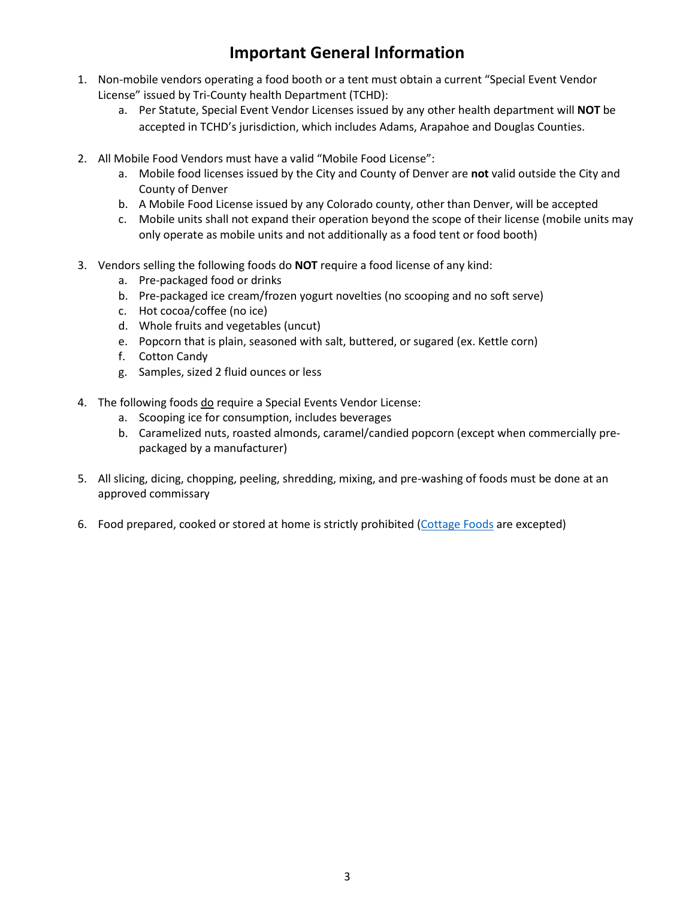# Important General Information

1. Non-mobile vendors operating a food booth or a tent must obtain a current "Special Event Vendor License" issued by Tri-County health Department (TCHD):
    a. Per Statute, Special Event Vendor Licenses issued by any other health department will **NOT** be accepted in TCHD's jurisdiction, which includes Adams, Arapahoe and Douglas Counties.

2. All Mobile Food Vendors must have a valid "Mobile Food License":
    a. Mobile food licenses issued by the City and County of Denver are **not** valid outside the City and County of Denver
    b. A Mobile Food License issued by any Colorado county, other than Denver, will be accepted
    c. Mobile units shall not expand their operation beyond the scope of their license (mobile units may only operate as mobile units and not additionally as a food tent or food booth)

3. Vendors selling the following foods do **NOT** require a food license of any kind:
    a. Pre-packaged food or drinks
    b. Pre-packaged ice cream/frozen yogurt novelties (no scooping and no soft serve)
    c. Hot cocoa/coffee (no ice)
    d. Whole fruits and vegetables (uncut)
    e. Popcorn that is plain, seasoned with salt, buttered, or sugared (ex. Kettle corn)
    f. Cotton Candy
    g. Samples, sized 2 fluid ounces or less

4. The following foods <u>do</u> require a Special Events Vendor License:
    a. Scooping ice for consumption, includes beverages
    b. Caramelized nuts, roasted almonds, caramel/candied popcorn (except when commercially pre-packaged by a manufacturer)

5. All slicing, dicing, chopping, peeling, shredding, mixing, and pre-washing of foods must be done at an approved commissary

6. Food prepared, cooked or stored at home is strictly prohibited (Cottage Foods are excepted)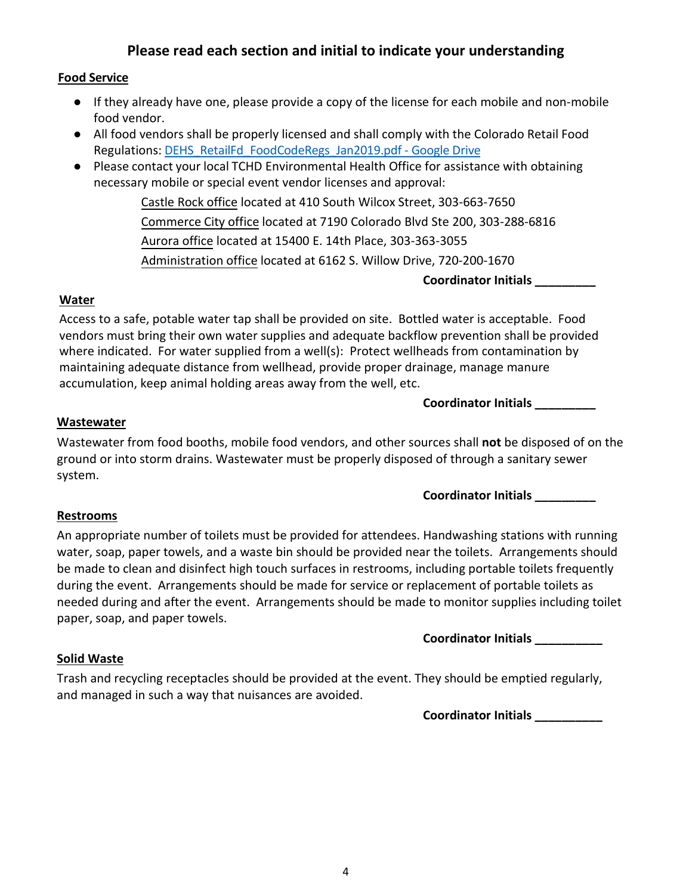## Please read each section and initial to indicate your understanding

### Food Service

- If they already have one, please provide a copy of the license for each mobile and non-mobile food vendor.
- All food vendors shall be properly licensed and shall comply with the Colorado Retail Food Regulations: [DEHS_RetailFd_FoodCodeRegs_Jan2019.pdf - Google Drive]()
- Please contact your local TCHD Environmental Health Office for assistance with obtaining necessary mobile or special event vendor licenses and approval:

  Castle Rock office located at 410 South Wilcox Street, 303-663-7650

  Commerce City office located at 7190 Colorado Blvd Ste 200, 303-288-6816

  Aurora office located at 15400 E. 14th Place, 303-363-3055

  Administration office located at 6162 S. Willow Drive, 720-200-1670

**Coordinator Initials _________**

### Water

Access to a safe, potable water tap shall be provided on site. Bottled water is acceptable. Food vendors must bring their own water supplies and adequate backflow prevention shall be provided where indicated. For water supplied from a well(s): Protect wellheads from contamination by maintaining adequate distance from wellhead, provide proper drainage, manage manure accumulation, keep animal holding areas away from the well, etc.

**Coordinator Initials _________**

### Wastewater

Wastewater from food booths, mobile food vendors, and other sources shall **not** be disposed of on the ground or into storm drains. Wastewater must be properly disposed of through a sanitary sewer system.

**Coordinator Initials _________**

### Restrooms

An appropriate number of toilets must be provided for attendees. Handwashing stations with running water, soap, paper towels, and a waste bin should be provided near the toilets. Arrangements should be made to clean and disinfect high touch surfaces in restrooms, including portable toilets frequently during the event. Arrangements should be made for service or replacement of portable toilets as needed during and after the event. Arrangements should be made to monitor supplies including toilet paper, soap, and paper towels.

**Coordinator Initials __________**

### Solid Waste

Trash and recycling receptacles should be provided at the event. They should be emptied regularly, and managed in such a way that nuisances are avoided.

**Coordinator Initials __________**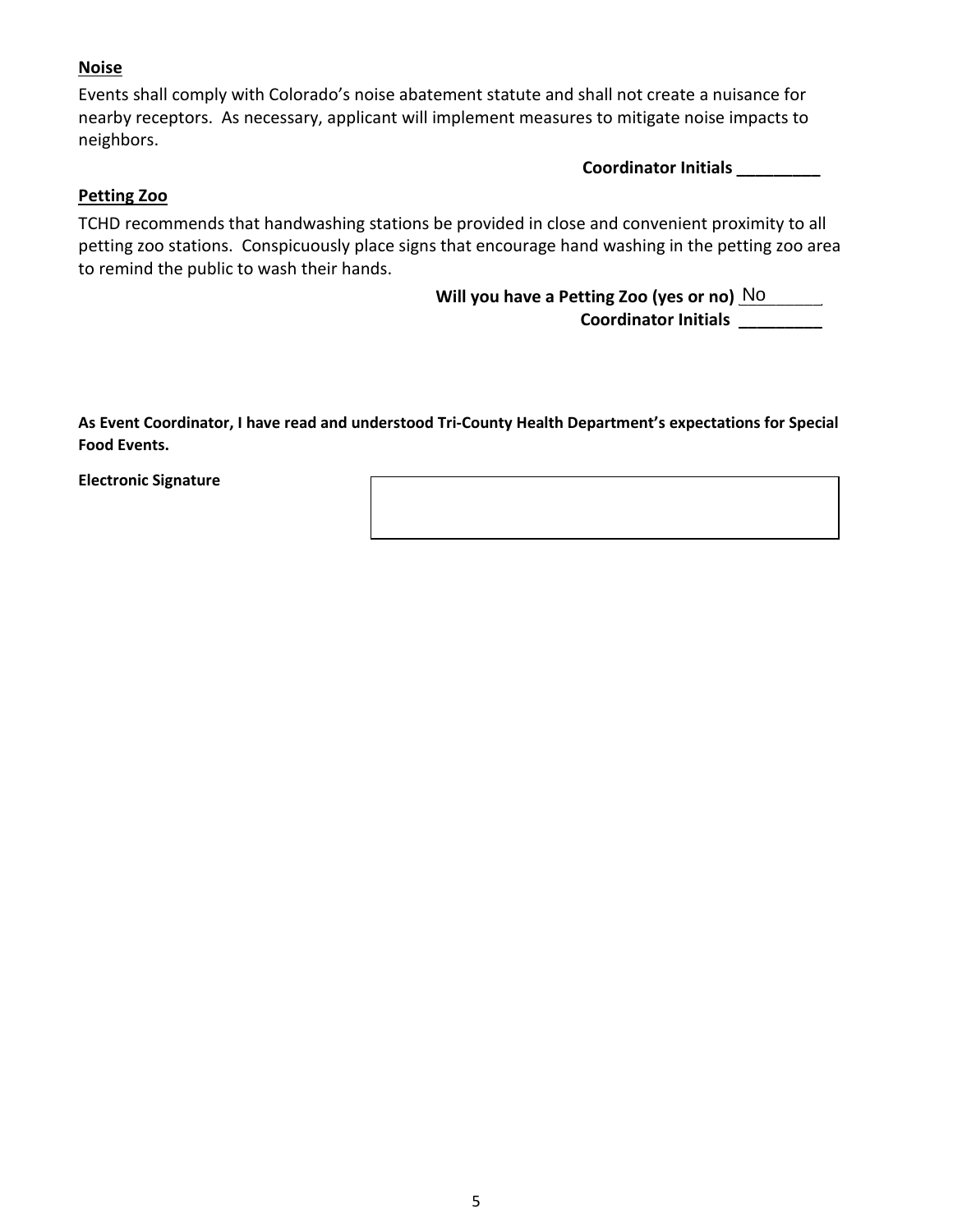**Noise**

Events shall comply with Colorado's noise abatement statute and shall not create a nuisance for nearby receptors. As necessary, applicant will implement measures to mitigate noise impacts to neighbors.

**Coordinator Initials \_\_\_\_\_\_\_\_\_**

**Petting Zoo**

TCHD recommends that handwashing stations be provided in close and convenient proximity to all petting zoo stations. Conspicuously place signs that encourage hand washing in the petting zoo area to remind the public to wash their hands.

**Will you have a Petting Zoo (yes or no)** No

**Coordinator Initials \_\_\_\_\_\_\_\_\_**

**As Event Coordinator, I have read and understood Tri-County Health Department's expectations for Special Food Events.**

**Electronic Signature**